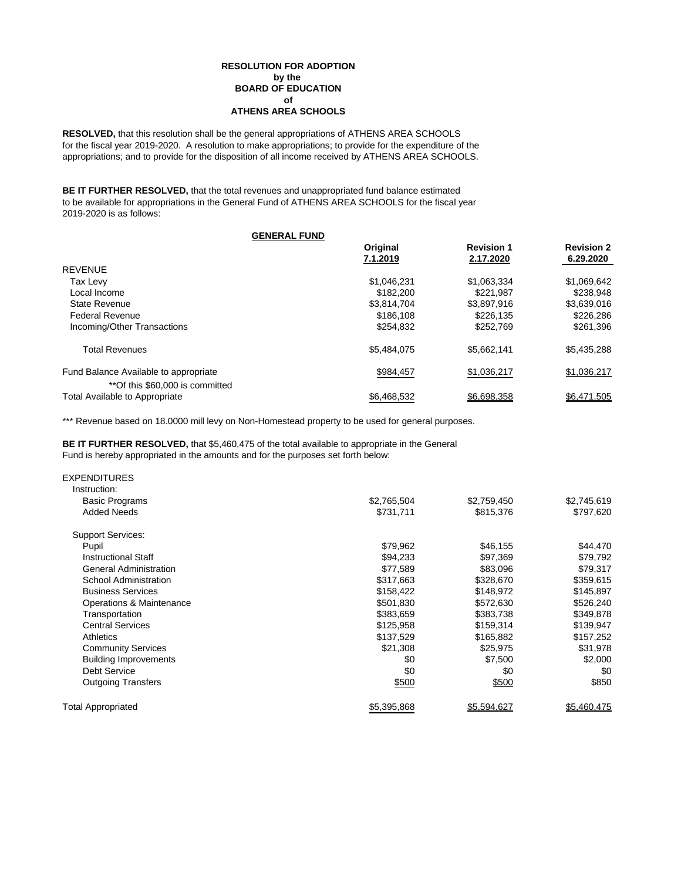**RESOLUTION FOR ADOPTION**
**by the**
**BOARD OF EDUCATION**
**of**
**ATHENS AREA SCHOOLS**

**RESOLVED,** that this resolution shall be the general appropriations of ATHENS AREA SCHOOLS for the fiscal year 2019-2020. A resolution to make appropriations; to provide for the expenditure of the appropriations; and to provide for the disposition of all income received by ATHENS AREA SCHOOLS.

**BE IT FURTHER RESOLVED,** that the total revenues and unappropriated fund balance estimated to be available for appropriations in the General Fund of ATHENS AREA SCHOOLS for the fiscal year 2019-2020 is as follows:

**GENERAL FUND**

| | Original 7.1.2019 | Revision 1 2.17.2020 | Revision 2 6.29.2020 |
|---|---|---|---|
| REVENUE | | | |
| Tax Levy | $1,046,231 | $1,063,334 | $1,069,642 |
| Local Income | $182,200 | $221,987 | $238,948 |
| State Revenue | $3,814,704 | $3,897,916 | $3,639,016 |
| Federal Revenue | $186,108 | $226,135 | $226,286 |
| Incoming/Other Transactions | $254,832 | $252,769 | $261,396 |
| Total Revenues | $5,484,075 | $5,662,141 | $5,435,288 |
| Fund Balance Available to appropriate | $984,457 | $1,036,217 | $1,036,217 |
| **Of this $60,000 is committed | | | |
| Total Available to Appropriate | $6,468,532 | $6,698,358 | $6,471,505 |

*** Revenue based on 18.0000 mill levy on Non-Homestead property to be used for general purposes.

**BE IT FURTHER RESOLVED,** that $5,460,475 of the total available to appropriate in the General Fund is hereby appropriated in the amounts and for the purposes set forth below:

| | Original 7.1.2019 | Revision 1 2.17.2020 | Revision 2 6.29.2020 |
|---|---|---|---|
| EXPENDITURES | | | |
| Instruction: | | | |
| Basic Programs | $2,765,504 | $2,759,450 | $2,745,619 |
| Added Needs | $731,711 | $815,376 | $797,620 |
| Support Services: | | | |
| Pupil | $79,962 | $46,155 | $44,470 |
| Instructional Staff | $94,233 | $97,369 | $79,792 |
| General Administration | $77,589 | $83,096 | $79,317 |
| School Administration | $317,663 | $328,670 | $359,615 |
| Business Services | $158,422 | $148,972 | $145,897 |
| Operations & Maintenance | $501,830 | $572,630 | $526,240 |
| Transportation | $383,659 | $383,738 | $349,878 |
| Central Services | $125,958 | $159,314 | $139,947 |
| Athletics | $137,529 | $165,882 | $157,252 |
| Community Services | $21,308 | $25,975 | $31,978 |
| Building Improvements | $0 | $7,500 | $2,000 |
| Debt Service | $0 | $0 | $0 |
| Outgoing Transfers | $500 | $500 | $850 |
| Total Appropriated | $5,395,868 | $5,594,627 | $5,460,475 |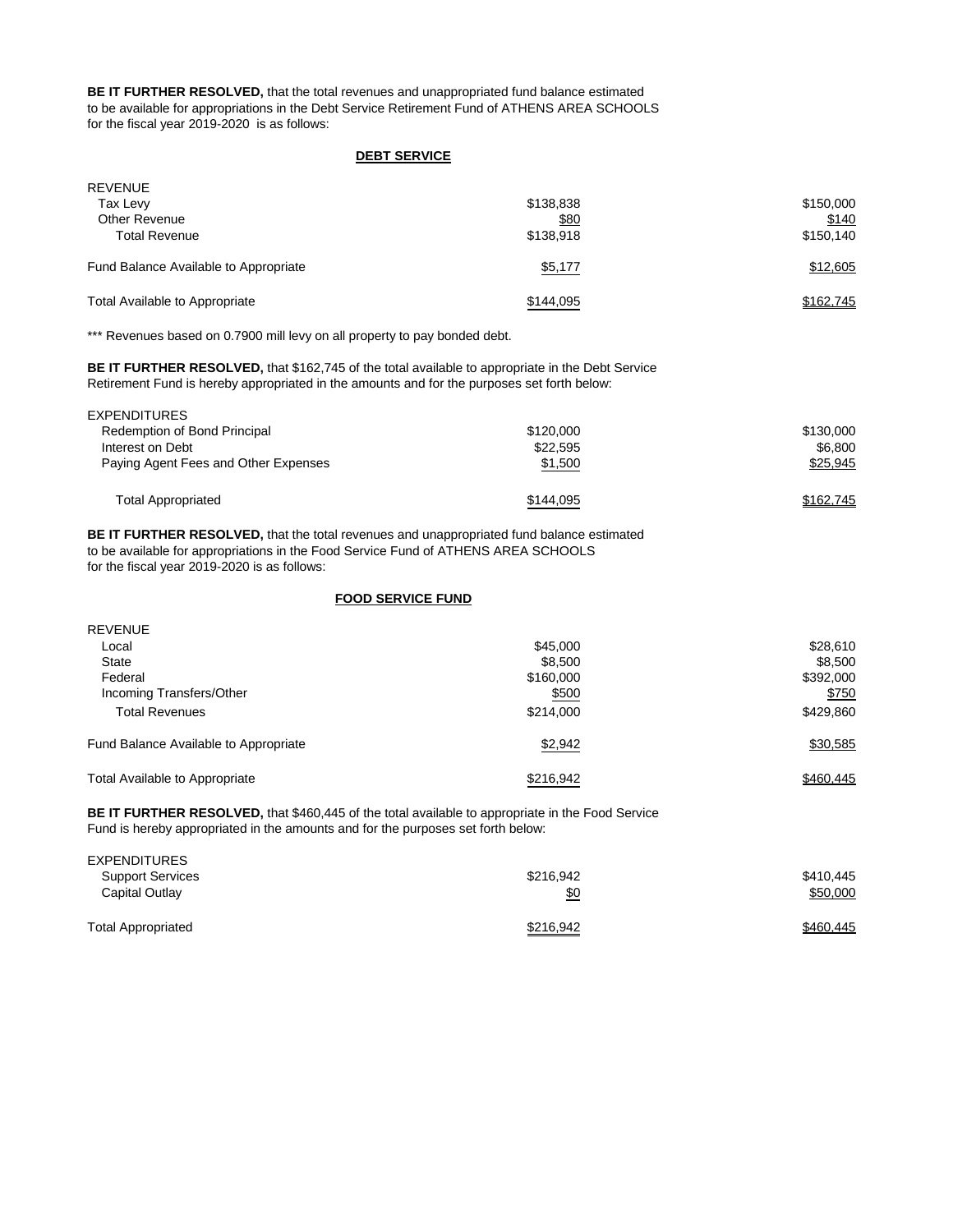**BE IT FURTHER RESOLVED,** that the total revenues and unappropriated fund balance estimated to be available for appropriations in the Debt Service Retirement Fund of ATHENS AREA SCHOOLS for the fiscal year 2019-2020 is as follows:

**DEBT SERVICE**

| | | |
|---|---|---|
| REVENUE | | |
| Tax Levy | $138,838 | $150,000 |
| Other Revenue | $80 | $140 |
| Total Revenue | $138,918 | $150,140 |
| Fund Balance Available to Appropriate | $5,177 | $12,605 |
| Total Available to Appropriate | $144,095 | $162,745 |

*** Revenues based on 0.7900 mill levy on all property to pay bonded debt.

**BE IT FURTHER RESOLVED,** that $162,745 of the total available to appropriate in the Debt Service Retirement Fund is hereby appropriated in the amounts and for the purposes set forth below:

| | | |
|---|---|---|
| EXPENDITURES | | |
| Redemption of Bond Principal | $120,000 | $130,000 |
| Interest on Debt | $22,595 | $6,800 |
| Paying Agent Fees and Other Expenses | $1,500 | $25,945 |
| Total Appropriated | $144,095 | $162,745 |

**BE IT FURTHER RESOLVED,** that the total revenues and unappropriated fund balance estimated to be available for appropriations in the Food Service Fund of ATHENS AREA SCHOOLS for the fiscal year 2019-2020 is as follows:

**FOOD SERVICE FUND**

| | | |
|---|---|---|
| REVENUE | | |
| Local | $45,000 | $28,610 |
| State | $8,500 | $8,500 |
| Federal | $160,000 | $392,000 |
| Incoming Transfers/Other | $500 | $750 |
| Total Revenues | $214,000 | $429,860 |
| Fund Balance Available to Appropriate | $2,942 | $30,585 |
| Total Available to Appropriate | $216,942 | $460,445 |

**BE IT FURTHER RESOLVED,** that $460,445 of the total available to appropriate in the Food Service Fund is hereby appropriated in the amounts and for the purposes set forth below:

| | | |
|---|---|---|
| EXPENDITURES | | |
| Support Services | $216,942 | $410,445 |
| Capital Outlay | $0 | $50,000 |
| Total Appropriated | $216,942 | $460,445 |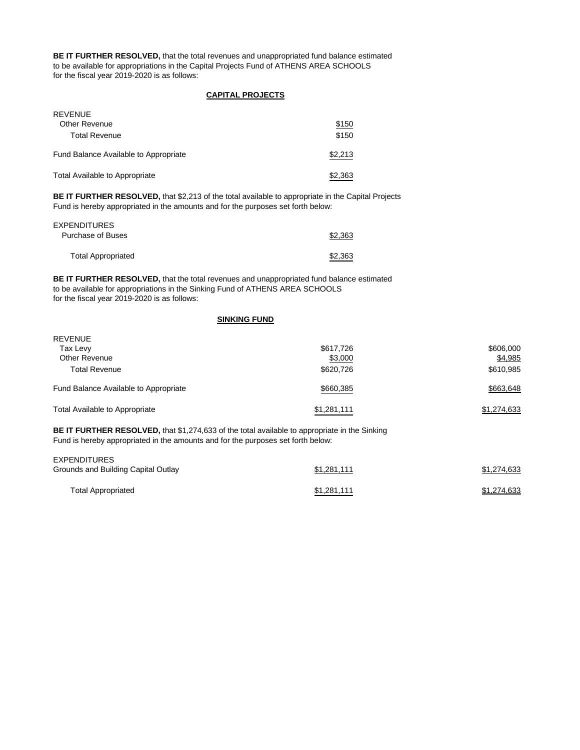**BE IT FURTHER RESOLVED,** that the total revenues and unappropriated fund balance estimated to be available for appropriations in the Capital Projects Fund of ATHENS AREA SCHOOLS for the fiscal year 2019-2020 is as follows:

**CAPITAL PROJECTS**

| | |
|---|---|
| REVENUE | |
| Other Revenue | $150 |
| Total Revenue | $150 |
| Fund Balance Available to Appropriate | $2,213 |
| Total Available to Appropriate | $2,363 |

**BE IT FURTHER RESOLVED,** that $2,213 of the total available to appropriate in the Capital Projects Fund is hereby appropriated in the amounts and for the purposes set forth below:

| | |
|---|---|
| EXPENDITURES | |
| Purchase of Buses | $2,363 |
| Total Appropriated | $2,363 |

**BE IT FURTHER RESOLVED,** that the total revenues and unappropriated fund balance estimated to be available for appropriations in the Sinking Fund of ATHENS AREA SCHOOLS for the fiscal year 2019-2020 is as follows:

**SINKING FUND**

| | | |
|---|---|---|
| REVENUE | | |
| Tax Levy | $617,726 | $606,000 |
| Other Revenue | $3,000 | $4,985 |
| Total Revenue | $620,726 | $610,985 |
| Fund Balance Available to Appropriate | $660,385 | $663,648 |
| Total Available to Appropriate | $1,281,111 | $1,274,633 |

**BE IT FURTHER RESOLVED,** that $1,274,633 of the total available to appropriate in the Sinking Fund is hereby appropriated in the amounts and for the purposes set forth below:

| | | |
|---|---|---|
| EXPENDITURES | | |
| Grounds and Building Capital Outlay | $1,281,111 | $1,274,633 |
| Total Appropriated | $1,281,111 | $1,274,633 |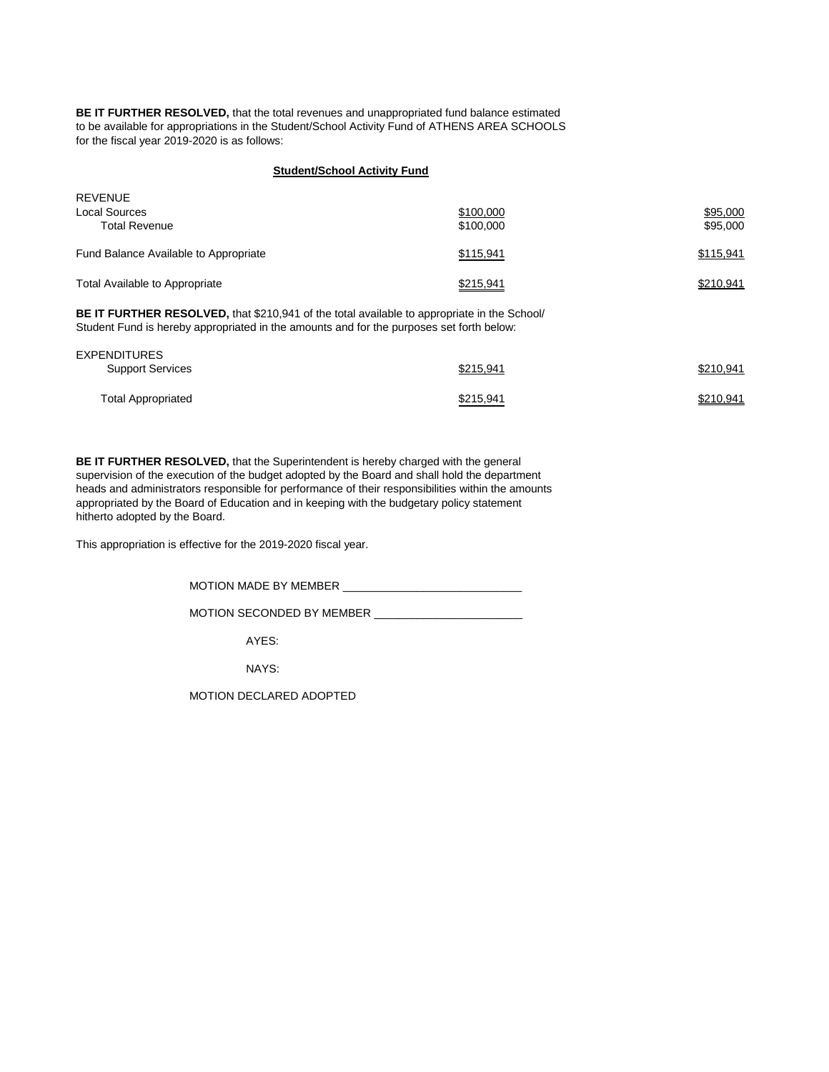**BE IT FURTHER RESOLVED,** that the total revenues and unappropriated fund balance estimated to be available for appropriations in the Student/School Activity Fund of ATHENS AREA SCHOOLS for the fiscal year 2019-2020 is as follows:

**Student/School Activity Fund**

| | | |
|---|---|---|
| REVENUE | | |
| Local Sources | $100,000 | $95,000 |
| Total Revenue | $100,000 | $95,000 |
| Fund Balance Available to Appropriate | $115,941 | $115,941 |
| Total Available to Appropriate | $215,941 | $210,941 |

**BE IT FURTHER RESOLVED,** that $210,941 of the total available to appropriate in the School/ Student Fund is hereby appropriated in the amounts and for the purposes set forth below:

| | | |
|---|---|---|
| EXPENDITURES | | |
| Support Services | $215,941 | $210,941 |
| Total Appropriated | $215,941 | $210,941 |

**BE IT FURTHER RESOLVED,** that the Superintendent is hereby charged with the general supervision of the execution of the budget adopted by the Board and shall hold the department heads and administrators responsible for performance of their responsibilities within the amounts appropriated by the Board of Education and in keeping with the budgetary policy statement hitherto adopted by the Board.

This appropriation is effective for the 2019-2020 fiscal year.

MOTION MADE BY MEMBER ____________________________

MOTION SECONDED BY MEMBER ________________________

AYES:

NAYS:

MOTION DECLARED ADOPTED